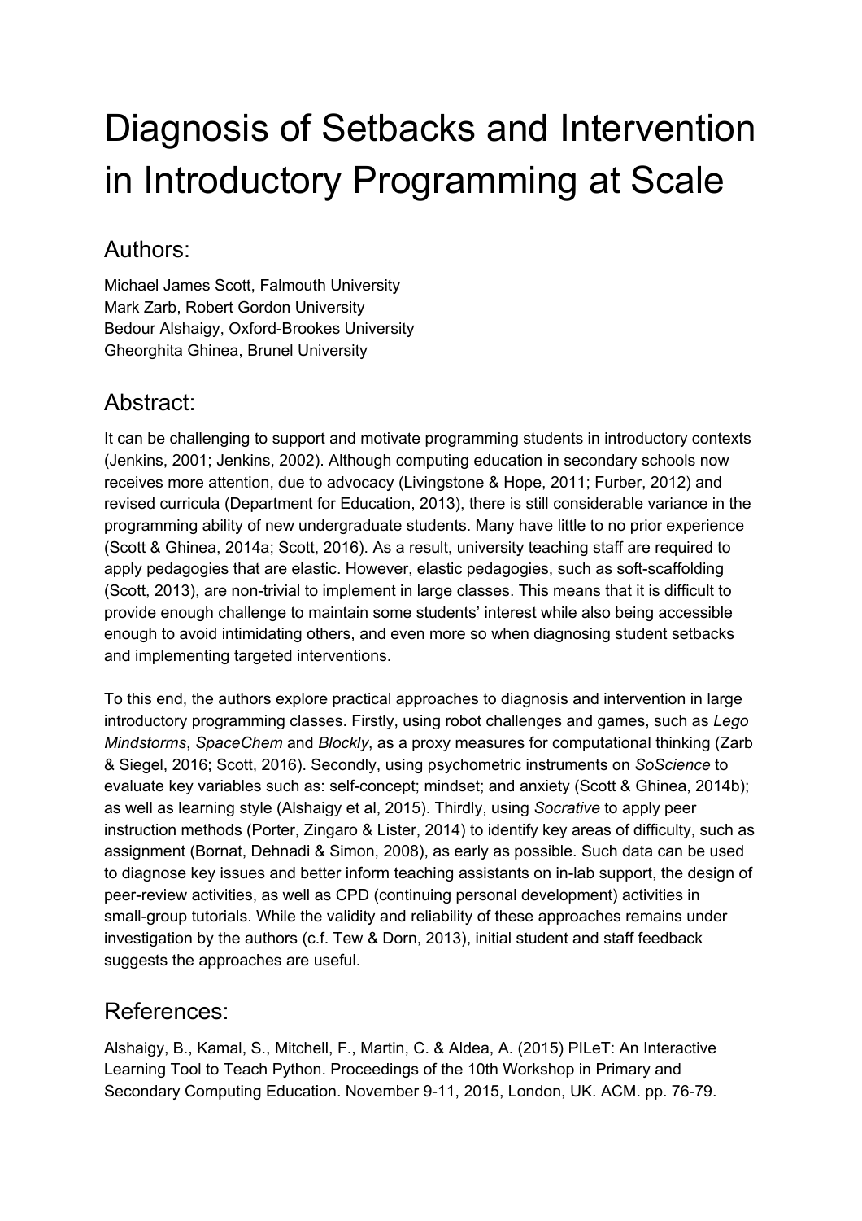# Diagnosis of Setbacks and Intervention in Introductory Programming at Scale

## Authors:

Michael James Scott, Falmouth University
Mark Zarb, Robert Gordon University
Bedour Alshaigy, Oxford-Brookes University
Gheorghita Ghinea, Brunel University

## Abstract:

It can be challenging to support and motivate programming students in introductory contexts (Jenkins, 2001; Jenkins, 2002). Although computing education in secondary schools now receives more attention, due to advocacy (Livingstone & Hope, 2011; Furber, 2012) and revised curricula (Department for Education, 2013), there is still considerable variance in the programming ability of new undergraduate students. Many have little to no prior experience (Scott & Ghinea, 2014a; Scott, 2016). As a result, university teaching staff are required to apply pedagogies that are elastic. However, elastic pedagogies, such as soft-scaffolding (Scott, 2013), are non-trivial to implement in large classes. This means that it is difficult to provide enough challenge to maintain some students' interest while also being accessible enough to avoid intimidating others, and even more so when diagnosing student setbacks and implementing targeted interventions.

To this end, the authors explore practical approaches to diagnosis and intervention in large introductory programming classes. Firstly, using robot challenges and games, such as *Lego Mindstorms*, *SpaceChem* and *Blockly*, as a proxy measures for computational thinking (Zarb & Siegel, 2016; Scott, 2016). Secondly, using psychometric instruments on *SoScience* to evaluate key variables such as: self-concept; mindset; and anxiety (Scott & Ghinea, 2014b); as well as learning style (Alshaigy et al, 2015). Thirdly, using *Socrative* to apply peer instruction methods (Porter, Zingaro & Lister, 2014) to identify key areas of difficulty, such as assignment (Bornat, Dehnadi & Simon, 2008), as early as possible. Such data can be used to diagnose key issues and better inform teaching assistants on in-lab support, the design of peer-review activities, as well as CPD (continuing personal development) activities in small-group tutorials. While the validity and reliability of these approaches remains under investigation by the authors (c.f. Tew & Dorn, 2013), initial student and staff feedback suggests the approaches are useful.

## References:

Alshaigy, B., Kamal, S., Mitchell, F., Martin, C. & Aldea, A. (2015) PILeT: An Interactive Learning Tool to Teach Python. Proceedings of the 10th Workshop in Primary and Secondary Computing Education. November 9-11, 2015, London, UK. ACM. pp. 76-79.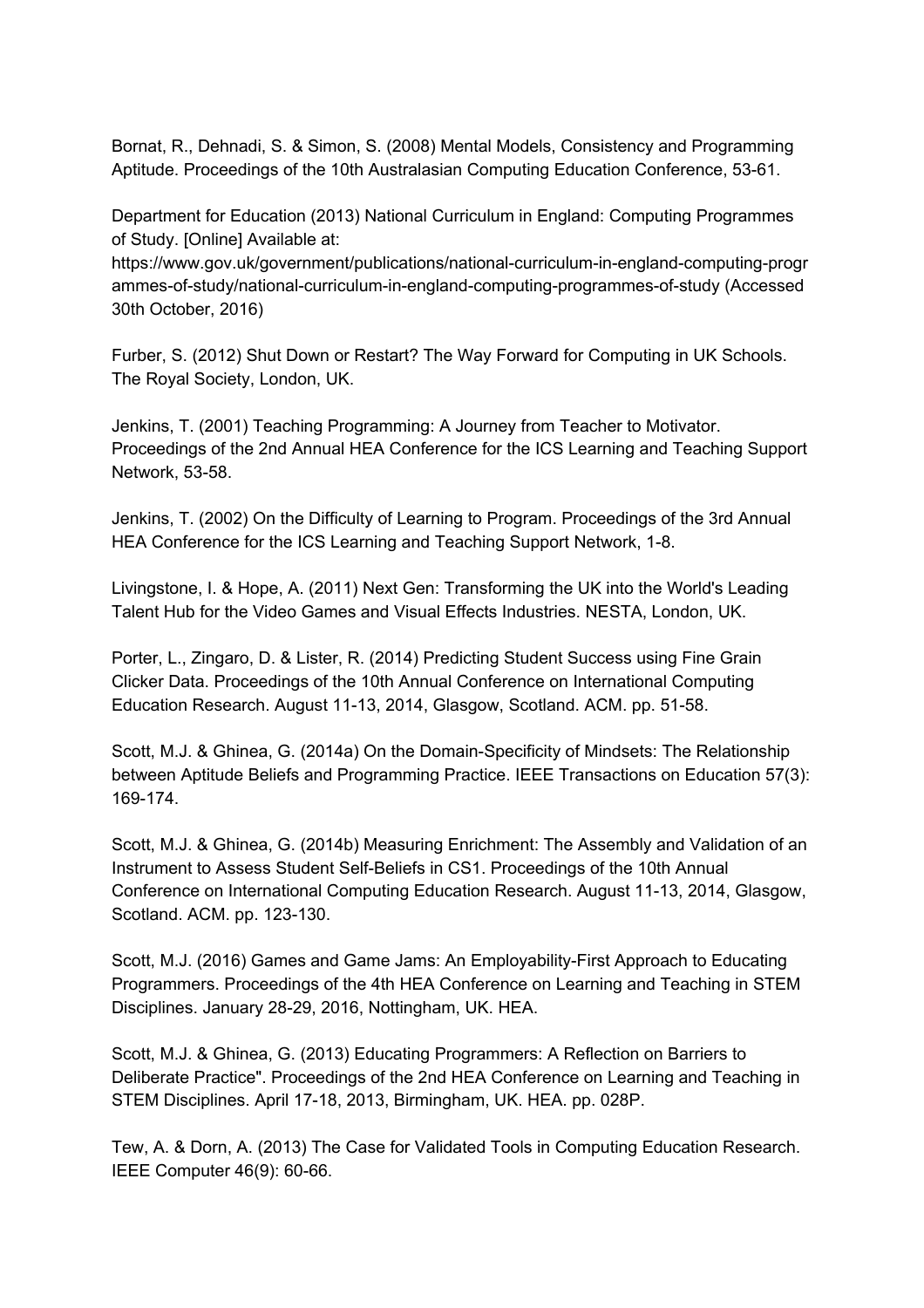Bornat, R., Dehnadi, S. & Simon, S. (2008) Mental Models, Consistency and Programming Aptitude. Proceedings of the 10th Australasian Computing Education Conference, 53-61.

Department for Education (2013) National Curriculum in England: Computing Programmes of Study. [Online] Available at: https://www.gov.uk/government/publications/national-curriculum-in-england-computing-programmes-of-study/national-curriculum-in-england-computing-programmes-of-study (Accessed 30th October, 2016)

Furber, S. (2012) Shut Down or Restart? The Way Forward for Computing in UK Schools. The Royal Society, London, UK.

Jenkins, T. (2001) Teaching Programming: A Journey from Teacher to Motivator. Proceedings of the 2nd Annual HEA Conference for the ICS Learning and Teaching Support Network, 53-58.

Jenkins, T. (2002) On the Difficulty of Learning to Program. Proceedings of the 3rd Annual HEA Conference for the ICS Learning and Teaching Support Network, 1-8.

Livingstone, I. & Hope, A. (2011) Next Gen: Transforming the UK into the World's Leading Talent Hub for the Video Games and Visual Effects Industries. NESTA, London, UK.

Porter, L., Zingaro, D. & Lister, R. (2014) Predicting Student Success using Fine Grain Clicker Data. Proceedings of the 10th Annual Conference on International Computing Education Research. August 11-13, 2014, Glasgow, Scotland. ACM. pp. 51-58.

Scott, M.J. & Ghinea, G. (2014a) On the Domain-Specificity of Mindsets: The Relationship between Aptitude Beliefs and Programming Practice. IEEE Transactions on Education 57(3): 169-174.

Scott, M.J. & Ghinea, G. (2014b) Measuring Enrichment: The Assembly and Validation of an Instrument to Assess Student Self-Beliefs in CS1. Proceedings of the 10th Annual Conference on International Computing Education Research. August 11-13, 2014, Glasgow, Scotland. ACM. pp. 123-130.

Scott, M.J. (2016) Games and Game Jams: An Employability-First Approach to Educating Programmers. Proceedings of the 4th HEA Conference on Learning and Teaching in STEM Disciplines. January 28-29, 2016, Nottingham, UK. HEA.

Scott, M.J. & Ghinea, G. (2013) Educating Programmers: A Reflection on Barriers to Deliberate Practice". Proceedings of the 2nd HEA Conference on Learning and Teaching in STEM Disciplines. April 17-18, 2013, Birmingham, UK. HEA. pp. 028P.

Tew, A. & Dorn, A. (2013) The Case for Validated Tools in Computing Education Research. IEEE Computer 46(9): 60-66.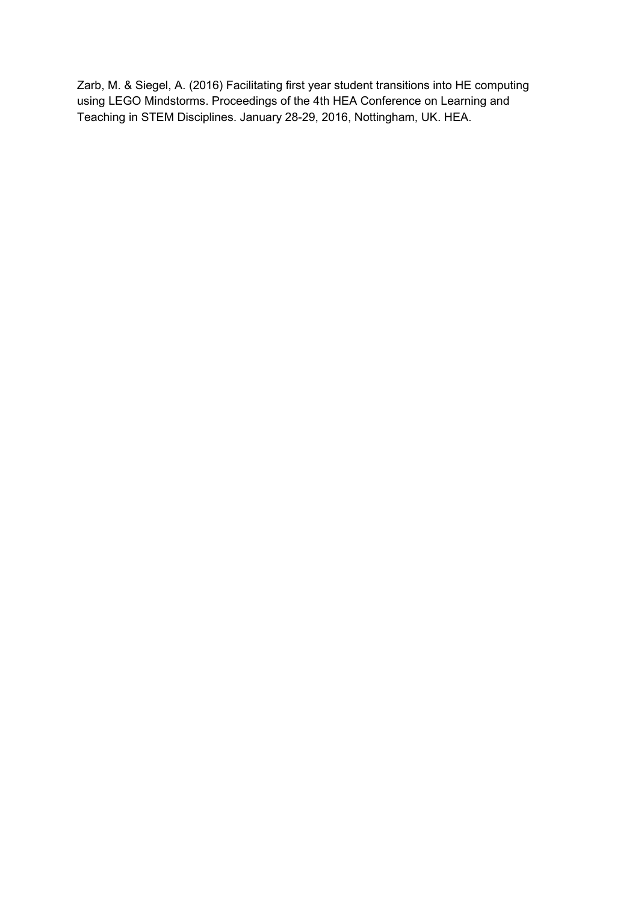Zarb, M. & Siegel, A. (2016) Facilitating first year student transitions into HE computing using LEGO Mindstorms. Proceedings of the 4th HEA Conference on Learning and Teaching in STEM Disciplines. January 28-29, 2016, Nottingham, UK. HEA.